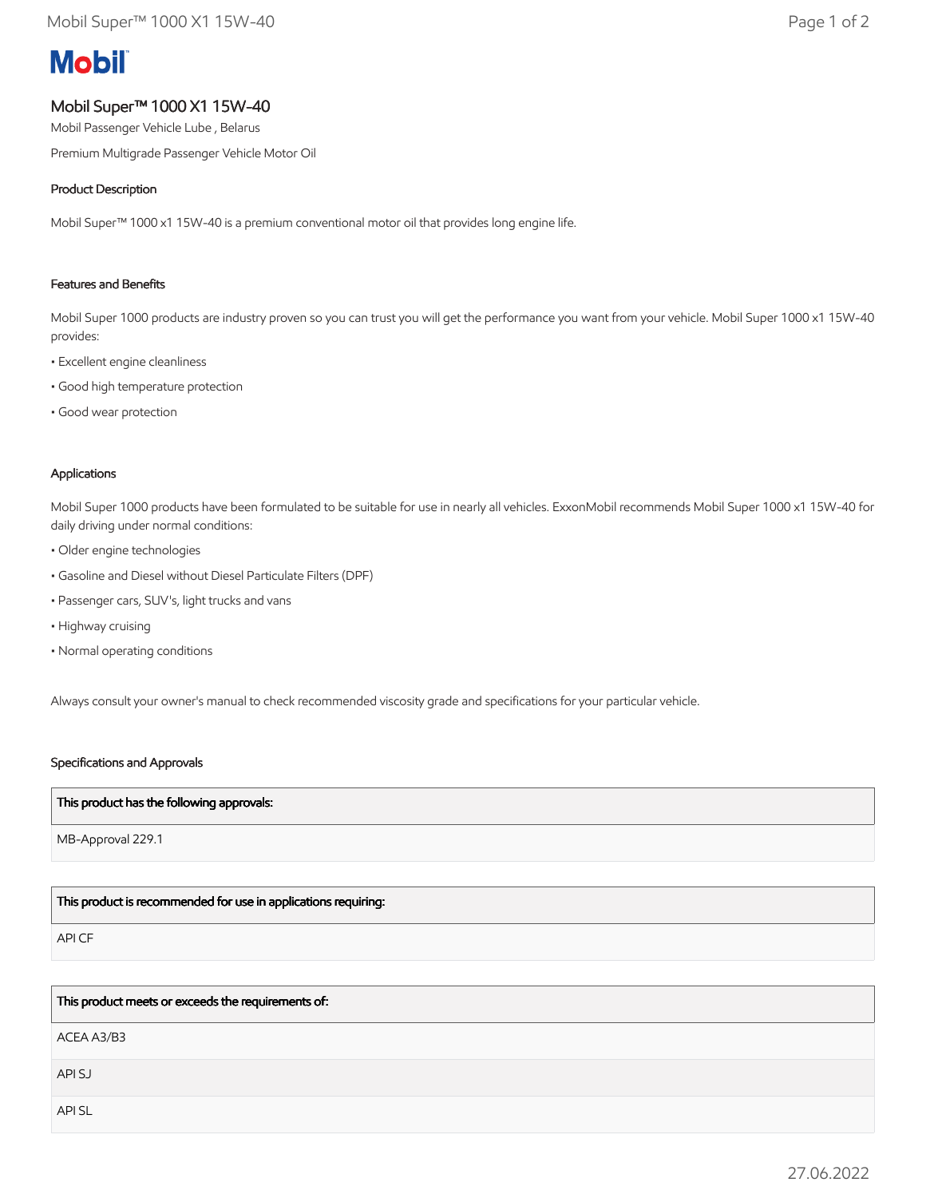**Mobil**

# Mobil Super™ 1000 X1 15W-40

Mobil Passenger Vehicle Lube , Belarus

Premium Multigrade Passenger Vehicle Motor Oil

## Product Description

Mobil Super™ 1000 x1 15W-40 is a premium conventional motor oil that provides long engine life.

## Features and Benefits

Mobil Super 1000 products are industry proven so you can trust you will get the performance you want from your vehicle. Mobil Super 1000 x1 15W-40 provides:

- Excellent engine cleanliness
- Good high temperature protection
- Good wear protection

## Applications

Mobil Super 1000 products have been formulated to be suitable for use in nearly all vehicles. ExxonMobil recommends Mobil Super 1000 x1 15W-40 for daily driving under normal conditions:

- Older engine technologies
- Gasoline and Diesel without Diesel Particulate Filters (DPF)
- Passenger cars, SUV's, light trucks and vans
- Highway cruising
- Normal operating conditions

Always consult your owner's manual to check recommended viscosity grade and specifications for your particular vehicle.

## Specifications and Approvals

| This product has the following approvals: |
| --- |
| MB-Approval 229.1 |

| This product is recommended for use in applications requiring: |
| --- |
| API CF |

| This product meets or exceeds the requirements of: |
| --- |
| ACEA A3/B3 |
| API SJ |
| API SL |

27.06.2022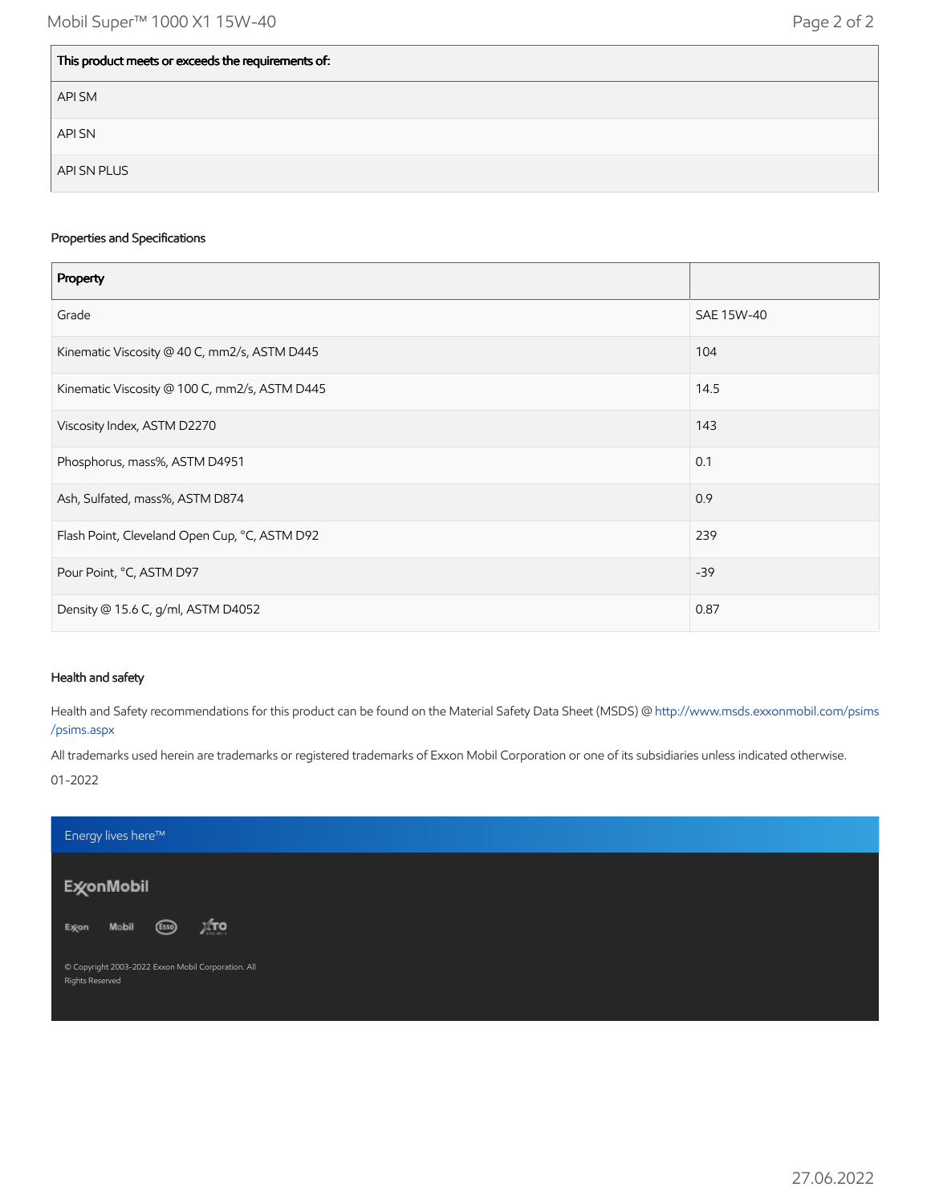| This product meets or exceeds the requirements of: |
| --- |
| API SM |
| API SN |
| API SN PLUS |

### Properties and Specifications

| Property | |
| --- | --- |
| Grade | SAE 15W-40 |
| Kinematic Viscosity @ 40 C, mm2/s, ASTM D445 | 104 |
| Kinematic Viscosity @ 100 C, mm2/s, ASTM D445 | 14.5 |
| Viscosity Index, ASTM D2270 | 143 |
| Phosphorus, mass%, ASTM D4951 | 0.1 |
| Ash, Sulfated, mass%, ASTM D874 | 0.9 |
| Flash Point, Cleveland Open Cup, °C, ASTM D92 | 239 |
| Pour Point, °C, ASTM D97 | -39 |
| Density @ 15.6 C, g/ml, ASTM D4052 | 0.87 |

### Health and safety

Health and Safety recommendations for this product can be found on the Material Safety Data Sheet (MSDS) @ http://www.msds.exxonmobil.com/psims/psims.aspx

All trademarks used herein are trademarks or registered trademarks of Exxon Mobil Corporation or one of its subsidiaries unless indicated otherwise.

01-2022

Energy lives here™

ExxonMobil

Exxon Mobil Esso XTO

© Copyright 2003-2022 Exxon Mobil Corporation. All Rights Reserved

27.06.2022